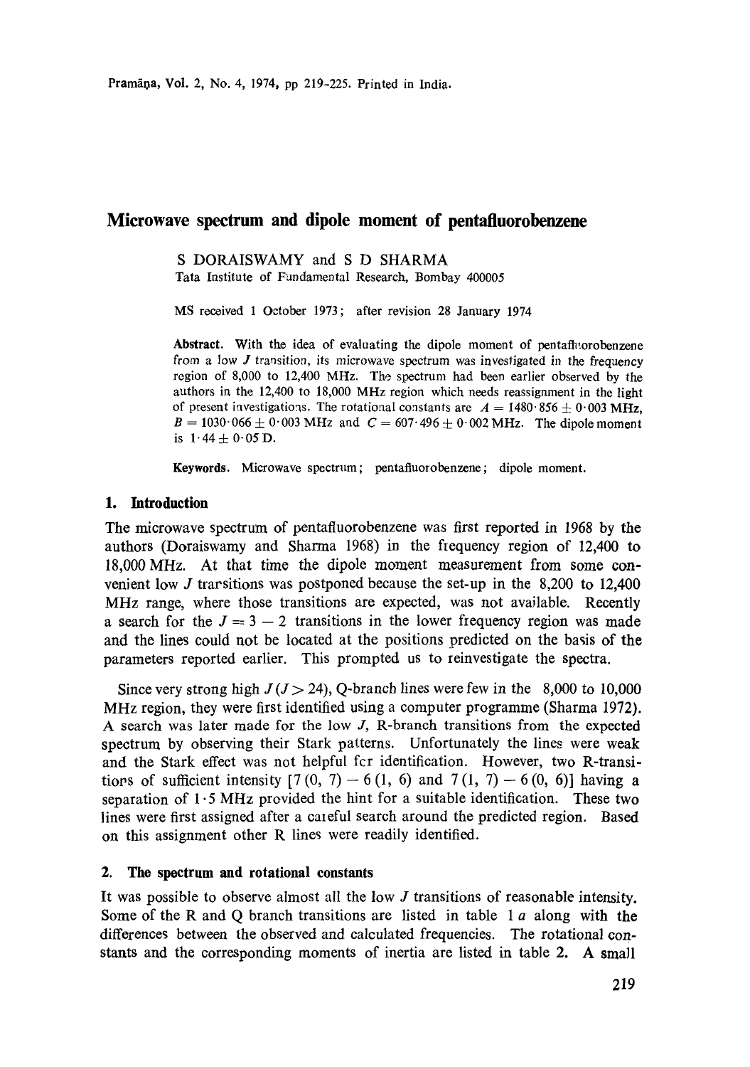# Microwave spectrum and dipole moment of pentafluorobenzene

S DORAISWAMY and S D SHARMA
Tata Institute of Fundamental Research, Bombay 400005

MS received 1 October 1973; after revision 28 January 1974

**Abstract.** With the idea of evaluating the dipole moment of pentafluorobenzene from a low $J$ transition, its microwave spectrum was investigated in the frequency region of 8,000 to 12,400 MHz. The spectrum had been earlier observed by the authors in the 12,400 to 18,000 MHz region which needs reassignment in the light of present investigations. The rotational constants are $A = 1480{\cdot}856 \pm 0{\cdot}003$ MHz, $B = 1030{\cdot}066 \pm 0{\cdot}003$ MHz and $C = 607{\cdot}496 \pm 0{\cdot}002$ MHz. The dipole moment is $1{\cdot}44 \pm 0{\cdot}05$ D.

**Keywords.** Microwave spectrum; pentafluorobenzene; dipole moment.

## 1. Introduction

The microwave spectrum of pentafluorobenzene was first reported in 1968 by the authors (Doraiswamy and Sharma 1968) in the frequency region of 12,400 to 18,000 MHz. At that time the dipole moment measurement from some convenient low $J$ transitions was postponed because the set-up in the 8,200 to 12,400 MHz range, where those transitions are expected, was not available. Recently a search for the $J = 3 - 2$ transitions in the lower frequency region was made and the lines could not be located at the positions predicted on the basis of the parameters reported earlier. This prompted us to reinvestigate the spectra.

Since very strong high $J$ ($J > 24$), Q-branch lines were few in the 8,000 to 10,000 MHz region, they were first identified using a computer programme (Sharma 1972). A search was later made for the low $J$, R-branch transitions from the expected spectrum by observing their Stark patterns. Unfortunately the lines were weak and the Stark effect was not helpful for identification. However, two R-transitions of sufficient intensity [7 (0, 7) − 6 (1, 6) and 7 (1, 7) − 6 (0, 6)] having a separation of $1{\cdot}5$ MHz provided the hint for a suitable identification. These two lines were first assigned after a careful search around the predicted region. Based on this assignment other R lines were readily identified.

## 2. The spectrum and rotational constants

It was possible to observe almost all the low $J$ transitions of reasonable intensity. Some of the R and Q branch transitions are listed in table 1 *a* along with the differences between the observed and calculated frequencies. The rotational constants and the corresponding moments of inertia are listed in table 2. A small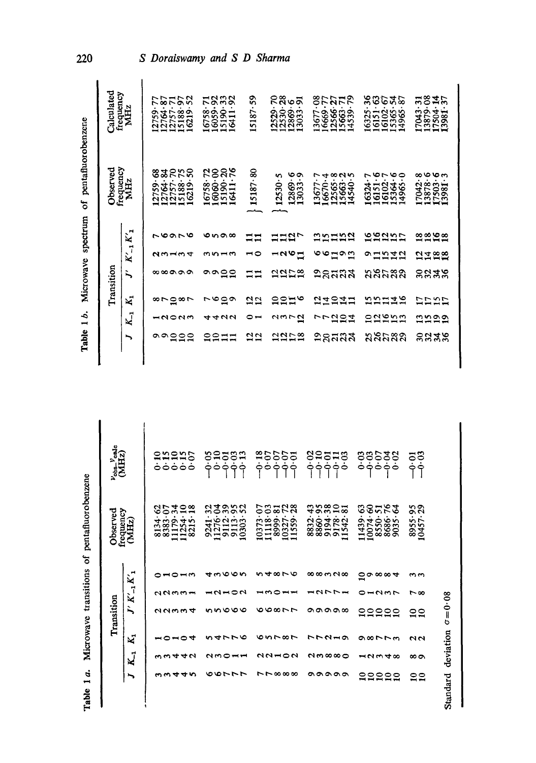**Table 1 a.** Microwave transitions of pentafluorobenzene

| $J$ | $K_{-1}$ | $K_1$ | $J'$ | $K'_{-1}$ | $K'_1$ | Observed frequency (MHz) | $\nu_{obs}-\nu_{calc}$ (MHz) |
|---|---|---|---|---|---|---|---|
| 3 | 3 | 1 | 2 | 2 | 0 | 8134·62 | 0·10 |
| 3 | 3 | 0 | 2 | 2 | 1 | 8383·07 | 0·15 |
| 4 | 4 | 1 | 3 | 3 | 0 | 11179·34 | 0·10 |
| 4 | 4 | 0 | 3 | 3 | 1 | 11254·10 | 0·15 |
| 5 | 2 | 4 | 4 | 1 | 3 | 8215·18 | 0·07 |
| 6 | 2 | 5 | 5 | 1 | 4 | 9241·32 | −0·05 |
| 6 | 3 | 4 | 5 | 2 | 3 | 11276·04 | 0·10 |
| 7 | 0 | 7 | 6 | 1 | 6 | 9112·39 | −0·01 |
| 7 | 1 | 7 | 6 | 0 | 6 | 9113·95 | −0·03 |
| 7 | 1 | 6 | 6 | 2 | 5 | 10303·52 | −0·13 |
| 7 | 2 | 6 | 6 | 1 | 5 | 10373·07 | −0·18 |
| 7 | 2 | 5 | 6 | 3 | 4 | 11118·03 | −0·07 |
| 8 | 1 | 7 | 8 | 0 | 8 | 8999·81 | −0·07 |
| 8 | 0 | 8 | 7 | 1 | 7 | 10327·72 | −0·07 |
| 8 | 2 | 7 | 7 | 1 | 6 | 11559·28 | −0·01 |
| 9 | 2 | 7 | 9 | 1 | 8 | 8832·43 | −0·02 |
| 9 | 3 | 7 | 9 | 2 | 8 | 8860·95 | −0·10 |
| 9 | 8 | 2 | 9 | 7 | 3 | 9194·38 | −0·01 |
| 9 | 8 | 1 | 9 | 7 | 2 | 9178·10 | −0·11 |
| 9 | 0 | 9 | 8 | 1 | 8 | 11542·81 | 0·03 |
| 10 | 1 | 9 | 10 | 0 | 10 | 11439·63 | 0·03 |
| 10 | 2 | 8 | 10 | 1 | 9 | 10074·60 | −0·03 |
| 10 | 3 | 7 | 10 | 2 | 8 | 8550·51 | 0·07 |
| 10 | 4 | 7 | 10 | 3 | 8 | 8686·76 | −0·04 |
| 10 | 8 | 3 | 10 | 7 | 4 | 9035·64 | 0·02 |
| 10 | 8 | 2 | 10 | 7 | 3 | 8955·95 | −0·01 |
| 10 | 9 | 2 | 10 | 8 | 3 | 10457·29 | −0·03 |

Standard deviation $\sigma = 0{\cdot}08$

**Table 1 b.** Microwave spectrum of pentafluorobenzene

| $J$ | $K_{-1}$ | $K_1$ | $J'$ | $K'_{-1}$ | $K'_1$ | Observed frequency MHz | Calculated frequency MHz |
|---|---|---|---|---|---|---|---|
| 9 | 1 | 8 | 8 | 2 | 7 | 12759·68 | 12759·77 |
| 9 | 2 | 7 | 8 | 3 | 6 | 12764·84 | 12764·87 |
| 10 | 0 | 10 | 9 | 1 | 9 | 12757·70 | 12757·71 |
| 10 | 2 | 8 | 9 | 3 | 7 | 15188·75 | 15188·97 |
| 10 | 3 | 7 | 9 | 4 | 6 | 16219·50 | 16219·52 |
| 10 | 4 | 7 | 9 | 3 | 6 | 16758·72 | 16758·71 |
| 10 | 4 | 6 | 9 | 5 | 5 | 16060·00 | 16059·92 |
| 11 | 2 | 10 | 10 | 1 | 9 | 15190·20 | 15190·33 |
| 11 | 2 | 9 | 10 | 3 | 8 | 16411·76 | 16411·92 |
| 12 | 0 | 12 | 11 | 1 | 11 | } 15187·80 | 15187·59 |
| 12 | 1 | 12 | 11 | 0 | 11 | | |
| 12 | 2 | 10 | 12 | 1 | 11 | } 12530·5 | 12529·70 |
| 12 | 3 | 10 | 12 | 2 | 11 | | 12530·28 |
| 17 | 7 | 11 | 17 | 6 | 12 | 12869·6 | 12869·6 |
| 18 | 12 | 6 | 18 | 11 | 7 | 13033·9 | 13033·91 |
| 19 | 7 | 12 | 19 | 6 | 13 | 13677·7 | 13677·08 |
| 20 | 7 | 14 | 20 | 6 | 15 | 16670·4 | 16669·77 |
| 21 | 12 | 10 | 21 | 11 | 11 | 12565·8 | 12566·27 |
| 23 | 10 | 14 | 23 | 9 | 15 | 15663·2 | 15663·71 |
| 24 | 14 | 11 | 24 | 13 | 12 | 14540·5 | 14539·79 |
| 25 | 10 | 15 | 25 | 9 | 16 | 16324·7 | 16325·36 |
| 26 | 12 | 15 | 26 | 11 | 16 | 16151·6 | 16151·63 |
| 27 | 16 | 11 | 27 | 15 | 12 | 16102·7 | 16102·67 |
| 28 | 15 | 14 | 28 | 14 | 15 | 15364·6 | 15365·54 |
| 29 | 13 | 16 | 29 | 12 | 17 | 14965·0 | 14965·87 |
| 30 | 13 | 17 | 30 | 12 | 18 | 17042·8 | 17043·31 |
| 32 | 15 | 17 | 32 | 14 | 18 | 13878·6 | 13879·08 |
| 34 | 19 | 15 | 34 | 18 | 16 | 17503·6 | 17504·14 |
| 36 | 19 | 17 | 36 | 18 | 18 | 13981·3 | 13981·37 |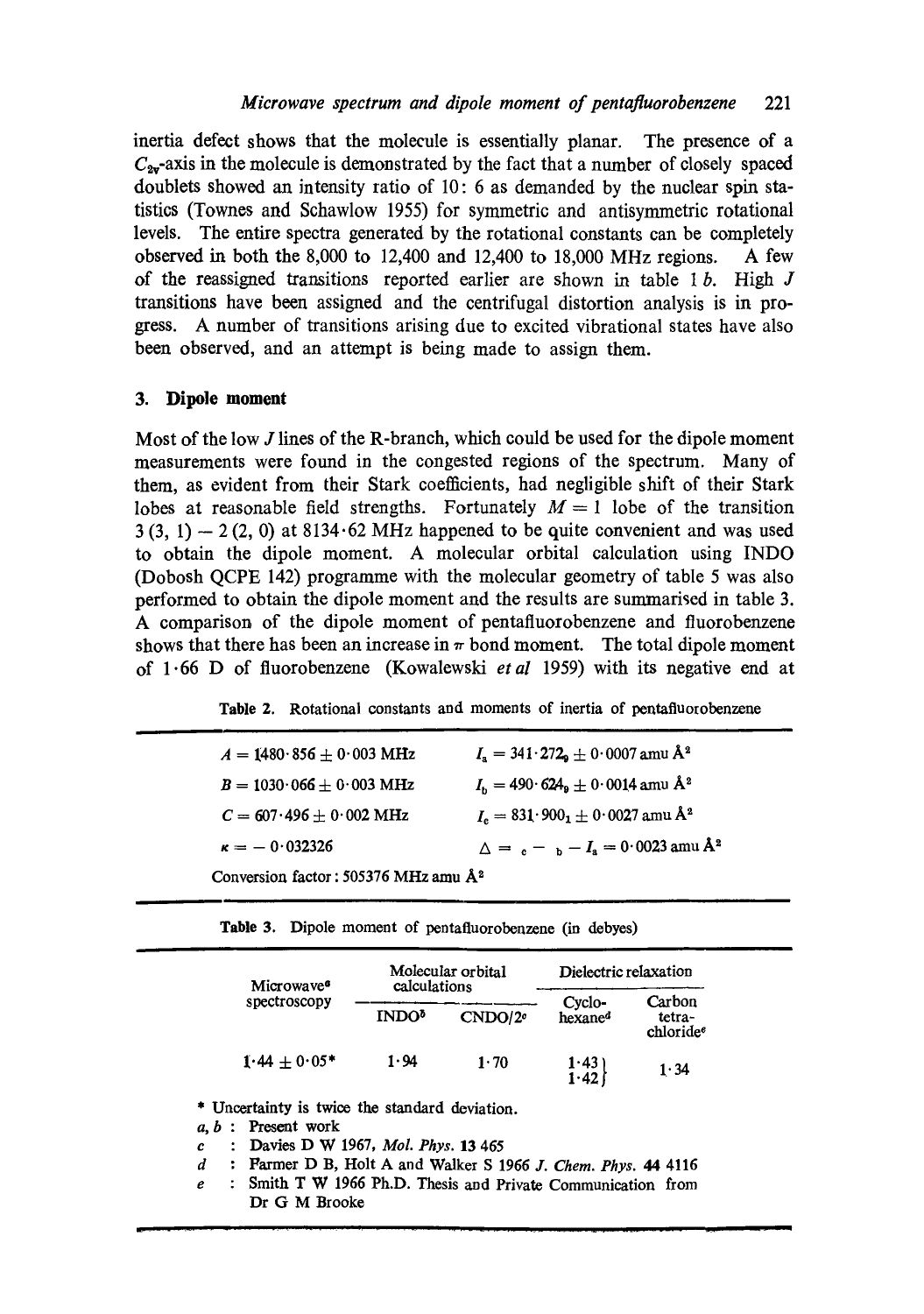inertia defect shows that the molecule is essentially planar. The presence of a $C_{2v}$-axis in the molecule is demonstrated by the fact that a number of closely spaced doublets showed an intensity ratio of 10: 6 as demanded by the nuclear spin statistics (Townes and Schawlow 1955) for symmetric and antisymmetric rotational levels. The entire spectra generated by the rotational constants can be completely observed in both the 8,000 to 12,400 and 12,400 to 18,000 MHz regions. A few of the reassigned transitions reported earlier are shown in table 1 *b*. High $J$ transitions have been assigned and the centrifugal distortion analysis is in progress. A number of transitions arising due to excited vibrational states have also been observed, and an attempt is being made to assign them.

## 3. Dipole moment

Most of the low $J$ lines of the R-branch, which could be used for the dipole moment measurements were found in the congested regions of the spectrum. Many of them, as evident from their Stark coefficients, had negligible shift of their Stark lobes at reasonable field strengths. Fortunately $M = 1$ lobe of the transition $3\,(3,\,1) - 2\,(2,\,0)$ at 8134·62 MHz happened to be quite convenient and was used to obtain the dipole moment. A molecular orbital calculation using INDO (Dobosh QCPE 142) programme with the molecular geometry of table 5 was also performed to obtain the dipole moment and the results are summarised in table 3. A comparison of the dipole moment of pentafluorobenzene and fluorobenzene shows that there has been an increase in $\pi$ bond moment. The total dipole moment of 1·66 D of fluorobenzene (Kowalewski *et al* 1959) with its negative end at

**Table 2.** Rotational constants and moments of inertia of pentafluorobenzene

| | |
|---|---|
| $A = 1480{\cdot}856 \pm 0{\cdot}003$ MHz | $I_a = 341{\cdot}272_9 \pm 0{\cdot}0007$ amu Å$^2$ |
| $B = 1030{\cdot}066 \pm 0{\cdot}003$ MHz | $I_b = 490{\cdot}624_9 \pm 0{\cdot}0014$ amu Å$^2$ |
| $C = 607{\cdot}496 \pm 0{\cdot}002$ MHz | $I_c = 831{\cdot}900_1 \pm 0{\cdot}0027$ amu Å$^2$ |
| $\kappa = -0{\cdot}032326$ | $\Delta = {}_c - {}_b - I_a = 0{\cdot}0023$ amu Å$^2$ |
| Conversion factor: 505376 MHz amu Å$^2$ | |

**Table 3.** Dipole moment of pentafluorobenzene (in debyes)

| Microwave[a] spectroscopy | Molecular orbital calculations | | Dielectric relaxation | |
|---|---|---|---|---|
| | INDO[b] | CNDO/2[c] | Cyclo-hexane[d] | Carbon tetra-chloride[e] |
| 1·44 ± 0·05* | 1·94 | 1·70 | 1·43, 1·42 | 1·34 |

\* Uncertainty is twice the standard deviation.

*a, b* : Present work

*c* : Davies D W 1967, *Mol. Phys.* **13** 465

*d* : Farmer D B, Holt A and Walker S 1966 *J. Chem. Phys.* **44** 4116

*e* : Smith T W 1966 Ph.D. Thesis and Private Communication from Dr G M Brooke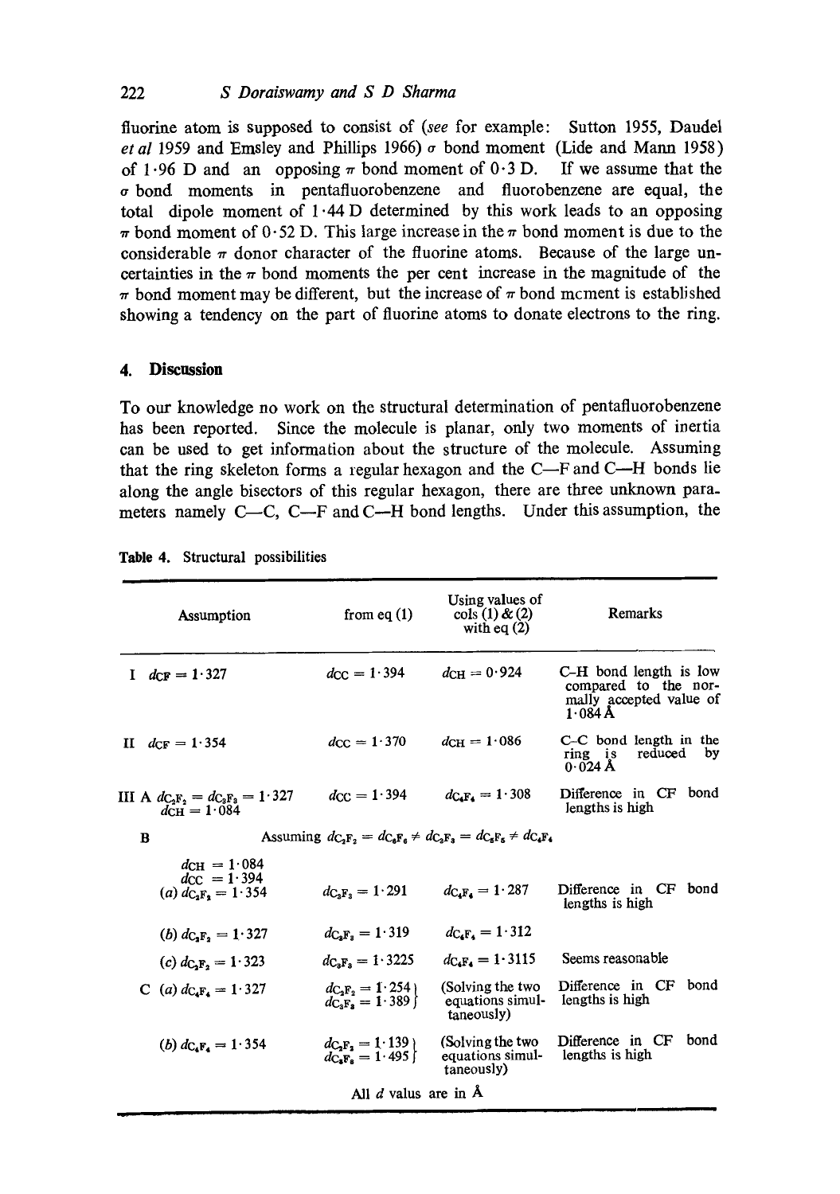fluorine atom is supposed to consist of (*see* for example: Sutton 1955, Daudel *et al* 1959 and Emsley and Phillips 1966) $\sigma$ bond moment (Lide and Mann 1958) of 1·96 D and an opposing $\pi$ bond moment of 0·3 D. If we assume that the $\sigma$ bond moments in pentafluorobenzene and fluorobenzene are equal, the total dipole moment of 1·44 D determined by this work leads to an opposing $\pi$ bond moment of 0·52 D. This large increase in the $\pi$ bond moment is due to the considerable $\pi$ donor character of the fluorine atoms. Because of the large uncertainties in the $\pi$ bond moments the per cent increase in the magnitude of the $\pi$ bond moment may be different, but the increase of $\pi$ bond moment is established showing a tendency on the part of fluorine atoms to donate electrons to the ring.

## 4. Discussion

To our knowledge no work on the structural determination of pentafluorobenzene has been reported. Since the molecule is planar, only two moments of inertia can be used to get information about the structure of the molecule. Assuming that the ring skeleton forms a regular hexagon and the C—F and C—H bonds lie along the angle bisectors of this regular hexagon, there are three unknown parameters namely C—C, C—F and C—H bond lengths. Under this assumption, the

**Table 4.** Structural possibilities

| Assumption | from eq (1) | Using values of cols (1) & (2) with eq (2) | Remarks |
|---|---|---|---|
| I $d_{CF} = 1{\cdot}327$ | $d_{CC} = 1{\cdot}394$ | $d_{CH} = 0{\cdot}924$ | C–H bond length is low compared to the normally accepted value of 1·084 Å |
| II $d_{CF} = 1{\cdot}354$ | $d_{CC} = 1{\cdot}370$ | $d_{CH} = 1{\cdot}086$ | C–C bond length in the ring is reduced by 0·024 Å |
| III A $d_{C_2F_2} = d_{C_3F_3} = 1{\cdot}327$, $d_{CH} = 1{\cdot}084$ | $d_{CC} = 1{\cdot}394$ | $d_{C_4F_4} = 1{\cdot}308$ | Difference in CF bond lengths is high |
| B | Assuming $d_{C_2F_2} = d_{C_6F_6} \neq d_{C_3F_3} = d_{C_5F_5} \neq d_{C_4F_4}$ | | |
| $d_{CH} = 1{\cdot}084$, $d_{CC} = 1{\cdot}394$, (*a*) $d_{C_2F_2} = 1{\cdot}354$ | $d_{C_3F_3} = 1{\cdot}291$ | $d_{C_4F_4} = 1{\cdot}287$ | Difference in CF bond lengths is high |
| (*b*) $d_{C_2F_2} = 1{\cdot}327$ | $d_{C_3F_3} = 1{\cdot}319$ | $d_{C_4F_4} = 1{\cdot}312$ | |
| (*c*) $d_{C_2F_2} = 1{\cdot}323$ | $d_{C_3F_3} = 1{\cdot}3225$ | $d_{C_4F_4} = 1{\cdot}3115$ | Seems reasonable |
| C (*a*) $d_{C_4F_4} = 1{\cdot}327$ | $d_{C_2F_2} = 1{\cdot}254$, $d_{C_3F_3} = 1{\cdot}389$ | (Solving the two equations simultaneously) | Difference in CF bond lengths is high |
| (*b*) $d_{C_4F_4} = 1{\cdot}354$ | $d_{C_2F_2} = 1{\cdot}139$, $d_{C_3F_3} = 1{\cdot}495$ | (Solving the two equations simultaneously) | Difference in CF bond lengths is high |

All $d$ valus are in Å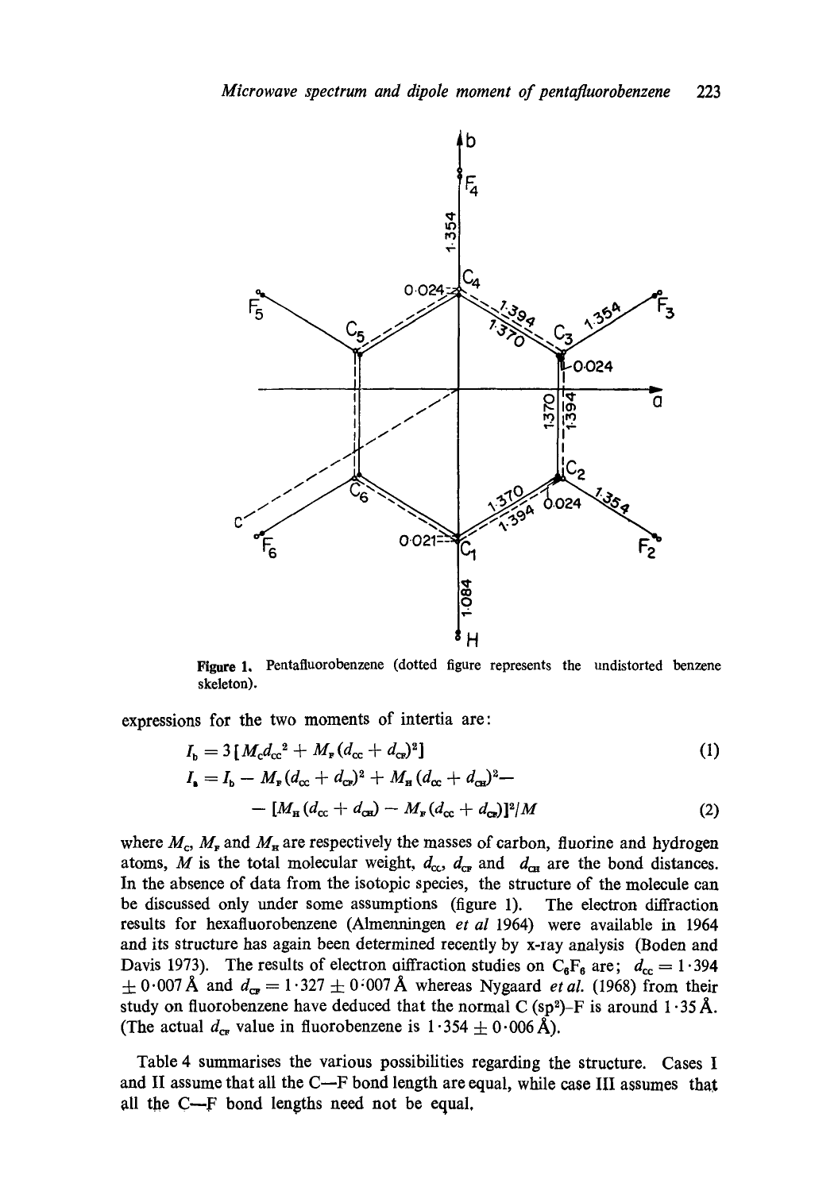Figure 1. Pentafluorobenzene (dotted figure represents the undistorted benzene skeleton).

expressions for the two moments of intertia are:

$$I_b = 3\,[M_C d_{CC}^2 + M_F (d_{CC} + d_{CF})^2] \tag{1}$$

$$I_a = I_b - M_F (d_{CC} + d_{CF})^2 + M_H (d_{CC} + d_{CH})^2 - [M_H (d_{CC} + d_{CH}) - M_F (d_{CC} + d_{CF})]^2/M \tag{2}$$

where $M_C$, $M_F$ and $M_H$ are respectively the masses of carbon, fluorine and hydrogen atoms, $M$ is the total molecular weight, $d_{CC}$, $d_{CF}$ and $d_{CH}$ are the bond distances. In the absence of data from the isotopic species, the structure of the molecule can be discussed only under some assumptions (figure 1). The electron diffraction results for hexafluorobenzene (Almenningen *et al* 1964) were available in 1964 and its structure has again been determined recently by x-ray analysis (Boden and Davis 1973). The results of electron diffraction studies on $C_6F_6$ are; $d_{CC} = 1{\cdot}394 \pm 0{\cdot}007$ Å and $d_{CF} = 1{\cdot}327 \pm 0{\cdot}007$ Å whereas Nygaard *et al.* (1968) from their study on fluorobenzene have deduced that the normal C ($sp^2$)-F is around 1·35 Å. (The actual $d_{CF}$ value in fluorobenzene is $1{\cdot}354 \pm 0{\cdot}006$ Å).

Table 4 summarises the various possibilities regarding the structure. Cases I and II assume that all the C—F bond length are equal, while case III assumes that all the C—F bond lengths need not be equal.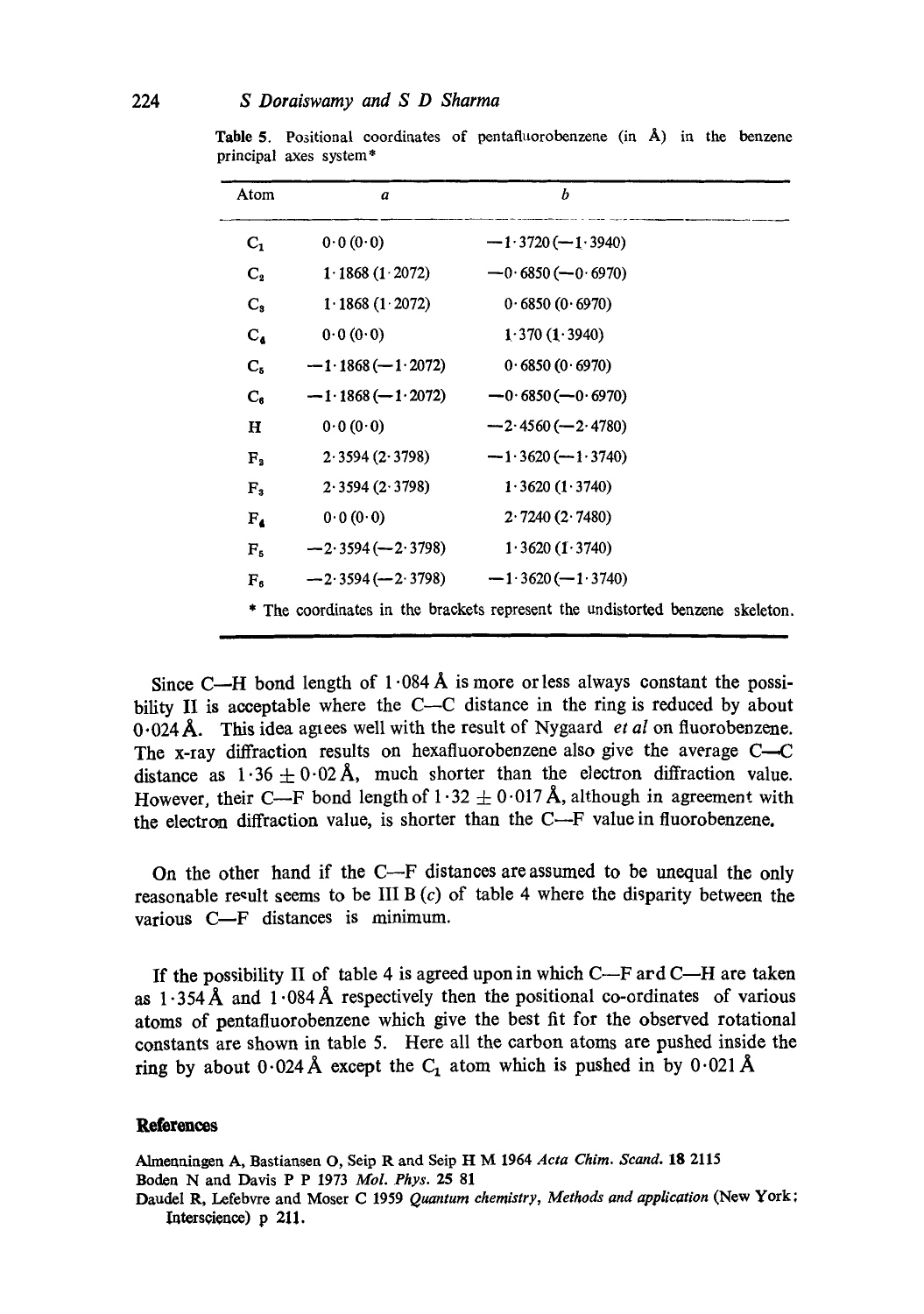Table 5. Positional coordinates of pentafluorobenzene (in Å) in the benzene principal axes system*

| Atom | $a$ | $b$ |
|---|---|---|
| $C_1$ | 0·0 (0·0) | −1·3720 (−1·3940) |
| $C_2$ | 1·1868 (1·2072) | −0·6850 (−0·6970) |
| $C_3$ | 1·1868 (1·2072) | 0·6850 (0·6970) |
| $C_4$ | 0·0 (0·0) | 1·370 (1·3940) |
| $C_5$ | −1·1868 (−1·2072) | 0·6850 (0·6970) |
| $C_6$ | −1·1868 (−1·2072) | −0·6850 (−0·6970) |
| H | 0·0 (0·0) | −2·4560 (−2·4780) |
| $F_2$ | 2·3594 (2·3798) | −1·3620 (−1·3740) |
| $F_3$ | 2·3594 (2·3798) | 1·3620 (1·3740) |
| $F_4$ | 0·0 (0·0) | 2·7240 (2·7480) |
| $F_5$ | −2·3594 (−2·3798) | 1·3620 (1·3740) |
| $F_6$ | −2·3594 (−2·3798) | −1·3620 (−1·3740) |

* The coordinates in the brackets represent the undistorted benzene skeleton.

Since C—H bond length of 1·084 Å is more or less always constant the possibility II is acceptable where the C—C distance in the ring is reduced by about 0·024 Å. This idea agrees well with the result of Nygaard *et al* on fluorobenzene. The x-ray diffraction results on hexafluorobenzene also give the average C—C distance as 1·36 ± 0·02 Å, much shorter than the electron diffraction value. However, their C—F bond length of 1·32 ± 0·017 Å, although in agreement with the electron diffraction value, is shorter than the C—F value in fluorobenzene.

On the other hand if the C—F distances are assumed to be unequal the only reasonable result seems to be III B (*c*) of table 4 where the disparity between the various C—F distances is minimum.

If the possibility II of table 4 is agreed upon in which C—F and C—H are taken as 1·354 Å and 1·084 Å respectively then the positional co-ordinates of various atoms of pentafluorobenzene which give the best fit for the observed rotational constants are shown in table 5. Here all the carbon atoms are pushed inside the ring by about 0·024 Å except the $C_1$ atom which is pushed in by 0·021 Å

## References

Almenningen A, Bastiansen O, Seip R and Seip H M 1964 *Acta Chim. Scand.* **18** 2115

Boden N and Davis P P 1973 *Mol. Phys.* **25** 81

Daudel R, Lefebvre and Moser C 1959 *Quantum chemistry, Methods and application* (New York; Interscience) p 211.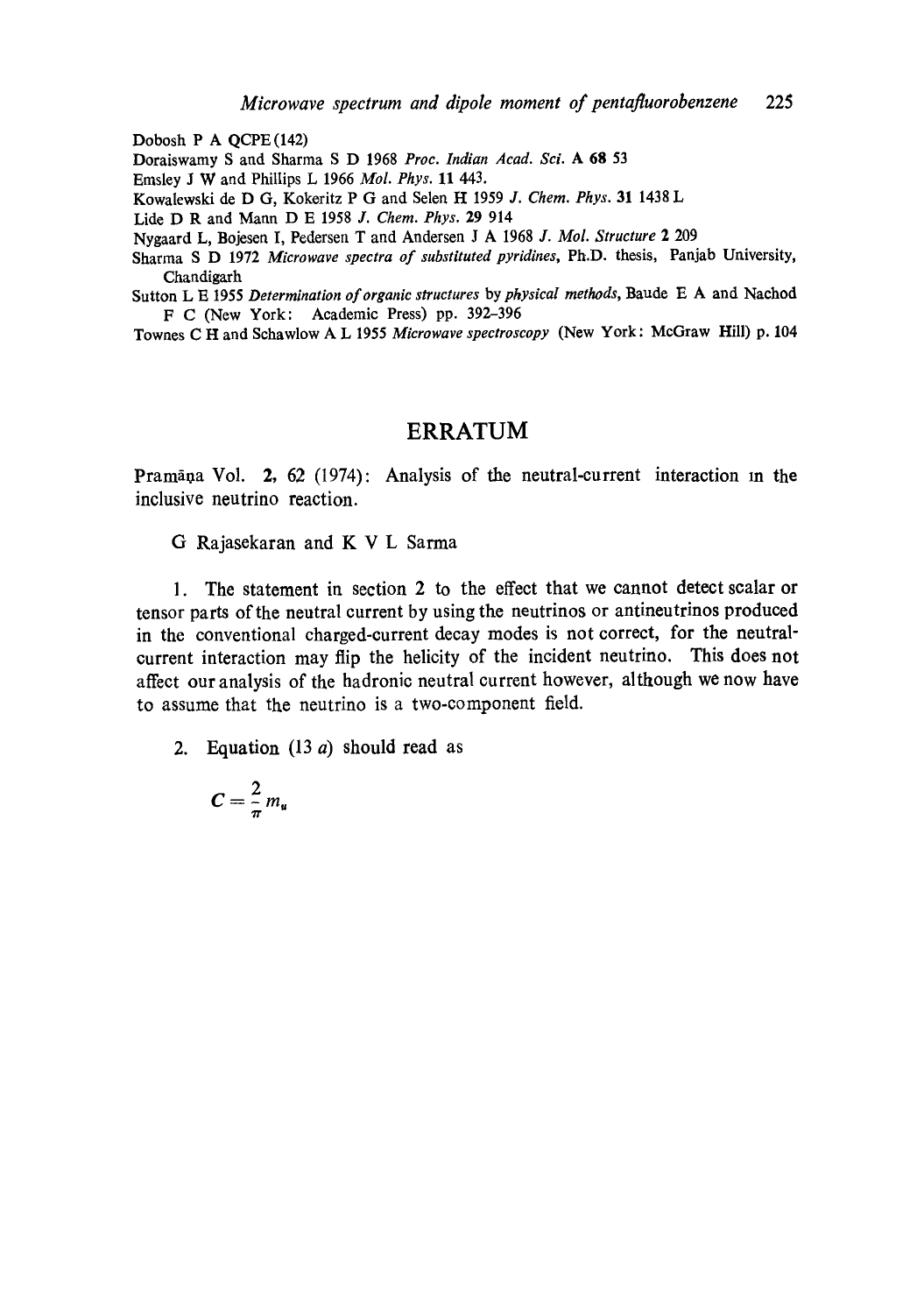Dobosh P A QCPE (142)

Doraiswamy S and Sharma S D 1968 *Proc. Indian Acad. Sci.* **A 68** 53

Emsley J W and Phillips L 1966 *Mol. Phys.* **11** 443.

Kowalewski de D G, Kokeritz P G and Selen H 1959 *J. Chem. Phys.* **31** 1438 L

Lide D R and Mann D E 1958 *J. Chem. Phys.* **29** 914

Nygaard L, Bojesen I, Pedersen T and Andersen J A 1968 *J. Mol. Structure* **2** 209

Sharma S D 1972 *Microwave spectra of substituted pyridines*, Ph.D. thesis, Panjab University, Chandigarh

Sutton L E 1955 *Determination of organic structures by physical methods*, Baude E A and Nachod F C (New York: Academic Press) pp. 392–396

Townes C H and Schawlow A L 1955 *Microwave spectroscopy* (New York: McGraw Hill) p. 104

## ERRATUM

Pramāṇa Vol. **2**, 62 (1974): Analysis of the neutral-current interaction in the inclusive neutrino reaction.

G Rajasekaran and K V L Sarma

1. The statement in section 2 to the effect that we cannot detect scalar or tensor parts of the neutral current by using the neutrinos or antineutrinos produced in the conventional charged-current decay modes is not correct, for the neutral-current interaction may flip the helicity of the incident neutrino. This does not affect our analysis of the hadronic neutral current however, although we now have to assume that the neutrino is a two-component field.

2. Equation (13 *a*) should read as

$$C = \frac{2}{\pi} m_u$$